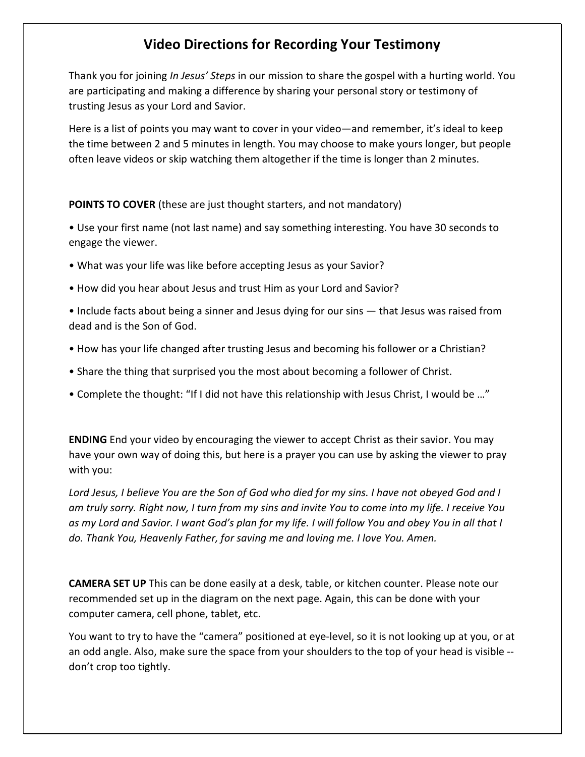# Video Directions for Recording Your Testimony

Thank you for joining *In Jesus' Steps* in our mission to share the gospel with a hurting world. You are participating and making a difference by sharing your personal story or testimony of trusting Jesus as your Lord and Savior.

Here is a list of points you may want to cover in your video—and remember, it's ideal to keep the time between 2 and 5 minutes in length. You may choose to make yours longer, but people often leave videos or skip watching them altogether if the time is longer than 2 minutes.

**POINTS TO COVER** (these are just thought starters, and not mandatory)

- Use your first name (not last name) and say something interesting. You have 30 seconds to engage the viewer.
- What was your life was like before accepting Jesus as your Savior?
- How did you hear about Jesus and trust Him as your Lord and Savior?
- Include facts about being a sinner and Jesus dying for our sins — that Jesus was raised from dead and is the Son of God.
- How has your life changed after trusting Jesus and becoming his follower or a Christian?
- Share the thing that surprised you the most about becoming a follower of Christ.
- Complete the thought: "If I did not have this relationship with Jesus Christ, I would be …"

**ENDING** End your video by encouraging the viewer to accept Christ as their savior. You may have your own way of doing this, but here is a prayer you can use by asking the viewer to pray with you:

*Lord Jesus, I believe You are the Son of God who died for my sins. I have not obeyed God and I am truly sorry. Right now, I turn from my sins and invite You to come into my life. I receive You as my Lord and Savior. I want God's plan for my life. I will follow You and obey You in all that I do. Thank You, Heavenly Father, for saving me and loving me. I love You. Amen.*

**CAMERA SET UP** This can be done easily at a desk, table, or kitchen counter. Please note our recommended set up in the diagram on the next page. Again, this can be done with your computer camera, cell phone, tablet, etc.

You want to try to have the "camera" positioned at eye-level, so it is not looking up at you, or at an odd angle. Also, make sure the space from your shoulders to the top of your head is visible -- don't crop too tightly.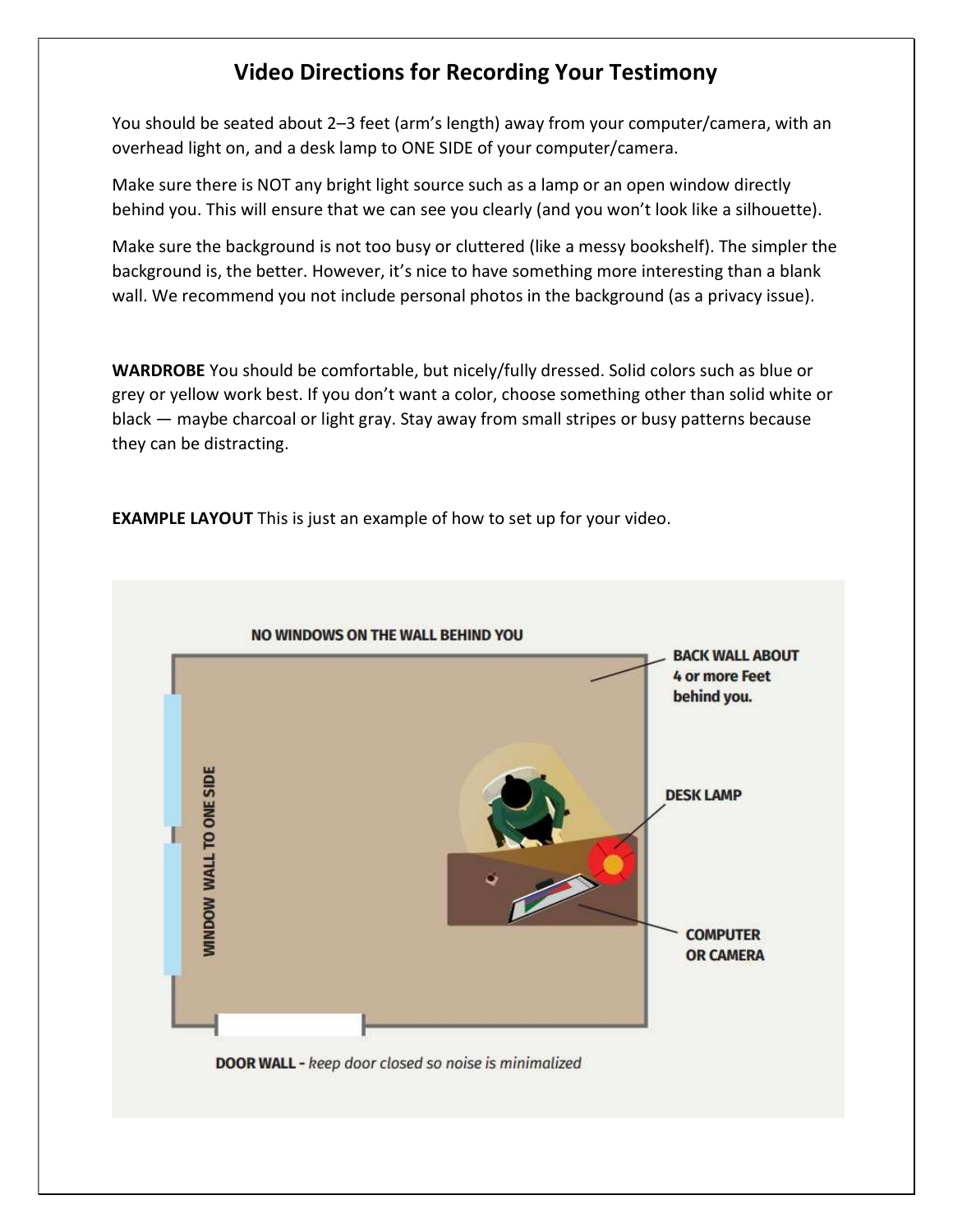# Video Directions for Recording Your Testimony

You should be seated about 2–3 feet (arm's length) away from your computer/camera, with an overhead light on, and a desk lamp to ONE SIDE of your computer/camera.

Make sure there is NOT any bright light source such as a lamp or an open window directly behind you. This will ensure that we can see you clearly (and you won't look like a silhouette).

Make sure the background is not too busy or cluttered (like a messy bookshelf). The simpler the background is, the better. However, it's nice to have something more interesting than a blank wall. We recommend you not include personal photos in the background (as a privacy issue).

**WARDROBE** You should be comfortable, but nicely/fully dressed. Solid colors such as blue or grey or yellow work best. If you don't want a color, choose something other than solid white or black — maybe charcoal or light gray. Stay away from small stripes or busy patterns because they can be distracting.

**EXAMPLE LAYOUT** This is just an example of how to set up for your video.

NO WINDOWS ON THE WALL BEHIND YOU

BACK WALL ABOUT 4 or more Feet behind you.

DESK LAMP

COMPUTER OR CAMERA

WINDOW WALL TO ONE SIDE

**DOOR WALL -** *keep door closed so noise is minimalized*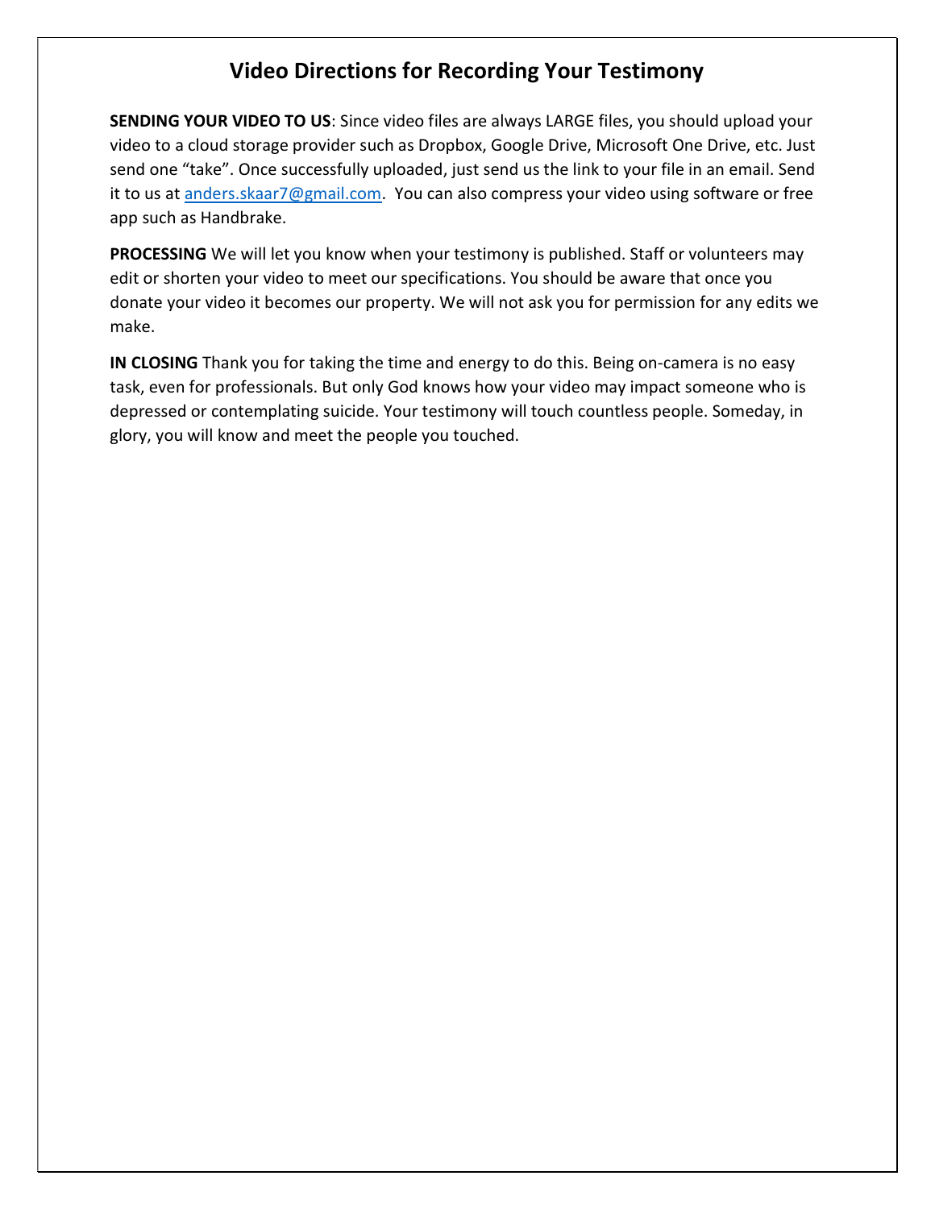# Video Directions for Recording Your Testimony

**SENDING YOUR VIDEO TO US**: Since video files are always LARGE files, you should upload your video to a cloud storage provider such as Dropbox, Google Drive, Microsoft One Drive, etc. Just send one "take". Once successfully uploaded, just send us the link to your file in an email. Send it to us at anders.skaar7@gmail.com. You can also compress your video using software or free app such as Handbrake.

**PROCESSING** We will let you know when your testimony is published. Staff or volunteers may edit or shorten your video to meet our specifications. You should be aware that once you donate your video it becomes our property. We will not ask you for permission for any edits we make.

**IN CLOSING** Thank you for taking the time and energy to do this. Being on-camera is no easy task, even for professionals. But only God knows how your video may impact someone who is depressed or contemplating suicide. Your testimony will touch countless people. Someday, in glory, you will know and meet the people you touched.